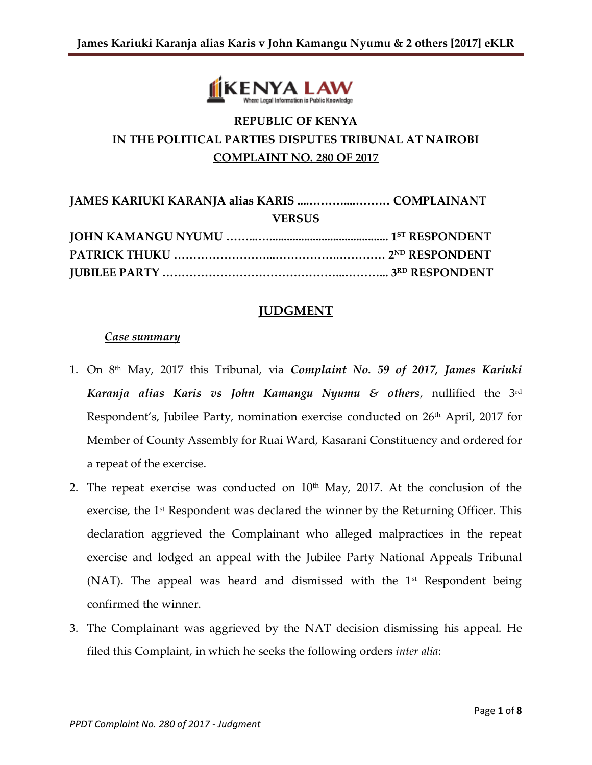**REPUBLIC OF KENYA**

**IN THE POLITICAL PARTIES DISPUTES TRIBUNAL AT NAIROBI**

**COMPLAINT NO. 280 OF 2017**

**JAMES KARIUKI KARANJA alias KARIS ....………...……… COMPLAINANT**

**VERSUS**

**JOHN KAMANGU NYUMU ……...….......................................... 1ST RESPONDENT**

**PATRICK THUKU ……………………..……………..………… 2ND RESPONDENT**

**JUBILEE PARTY ……………………………………...………... 3RD RESPONDENT**

## JUDGMENT

*Case summary*

1. On 8th May, 2017 this Tribunal, via ***Complaint No. 59 of 2017, James Kariuki Karanja alias Karis vs John Kamangu Nyumu & others***, nullified the 3rd Respondent's, Jubilee Party, nomination exercise conducted on 26th April, 2017 for Member of County Assembly for Ruai Ward, Kasarani Constituency and ordered for a repeat of the exercise.
2. The repeat exercise was conducted on 10th May, 2017. At the conclusion of the exercise, the 1st Respondent was declared the winner by the Returning Officer. This declaration aggrieved the Complainant who alleged malpractices in the repeat exercise and lodged an appeal with the Jubilee Party National Appeals Tribunal (NAT). The appeal was heard and dismissed with the 1st Respondent being confirmed the winner.
3. The Complainant was aggrieved by the NAT decision dismissing his appeal. He filed this Complaint, in which he seeks the following orders *inter alia*: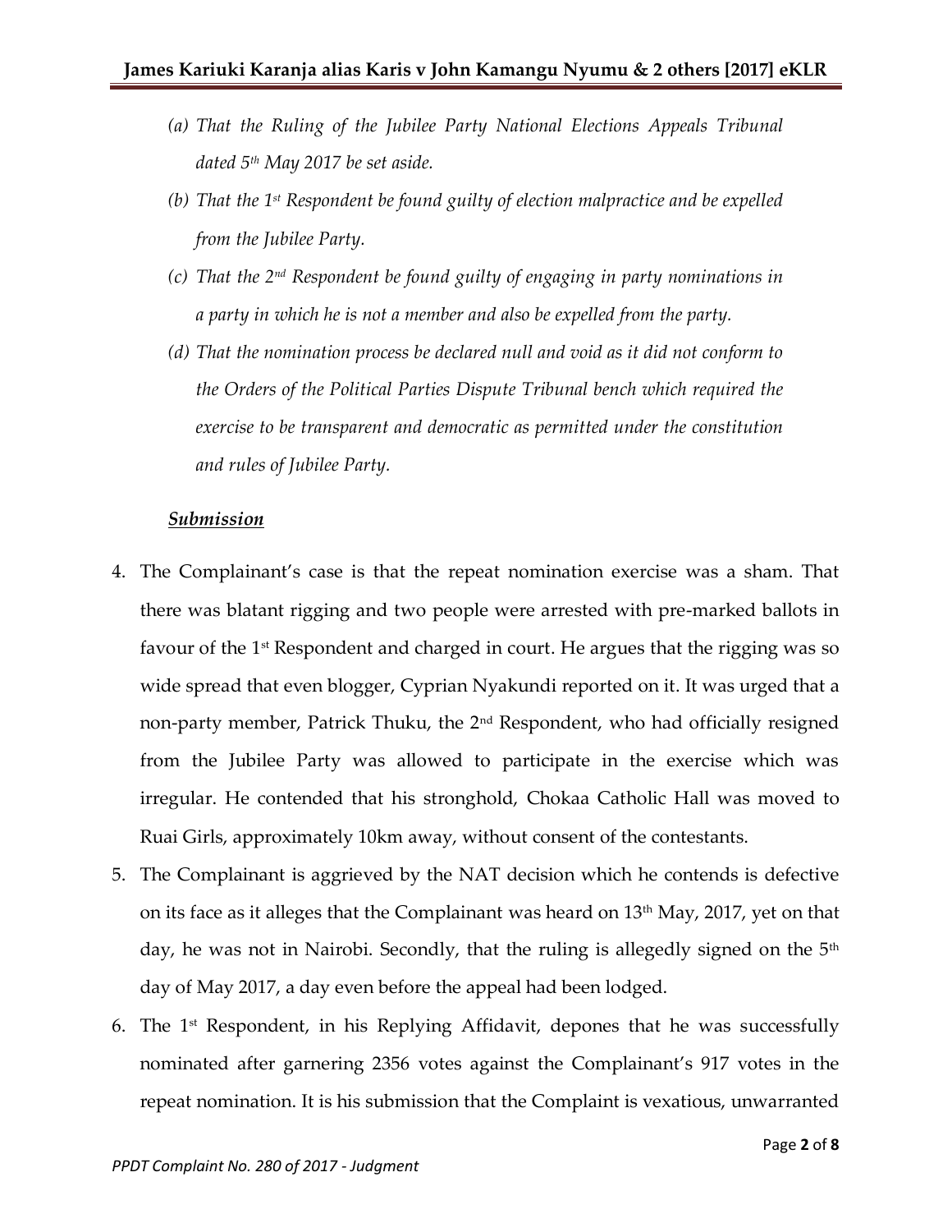*(a) That the Ruling of the Jubilee Party National Elections Appeals Tribunal dated 5th May 2017 be set aside.*

*(b) That the 1st Respondent be found guilty of election malpractice and be expelled from the Jubilee Party.*

*(c) That the 2nd Respondent be found guilty of engaging in party nominations in a party in which he is not a member and also be expelled from the party.*

*(d) That the nomination process be declared null and void as it did not conform to the Orders of the Political Parties Dispute Tribunal bench which required the exercise to be transparent and democratic as permitted under the constitution and rules of Jubilee Party.*

***Submission***

4. The Complainant's case is that the repeat nomination exercise was a sham. That there was blatant rigging and two people were arrested with pre-marked ballots in favour of the 1st Respondent and charged in court. He argues that the rigging was so wide spread that even blogger, Cyprian Nyakundi reported on it. It was urged that a non-party member, Patrick Thuku, the 2nd Respondent, who had officially resigned from the Jubilee Party was allowed to participate in the exercise which was irregular. He contended that his stronghold, Chokaa Catholic Hall was moved to Ruai Girls, approximately 10km away, without consent of the contestants.
5. The Complainant is aggrieved by the NAT decision which he contends is defective on its face as it alleges that the Complainant was heard on 13th May, 2017, yet on that day, he was not in Nairobi. Secondly, that the ruling is allegedly signed on the 5th day of May 2017, a day even before the appeal had been lodged.
6. The 1st Respondent, in his Replying Affidavit, depones that he was successfully nominated after garnering 2356 votes against the Complainant's 917 votes in the repeat nomination. It is his submission that the Complaint is vexatious, unwarranted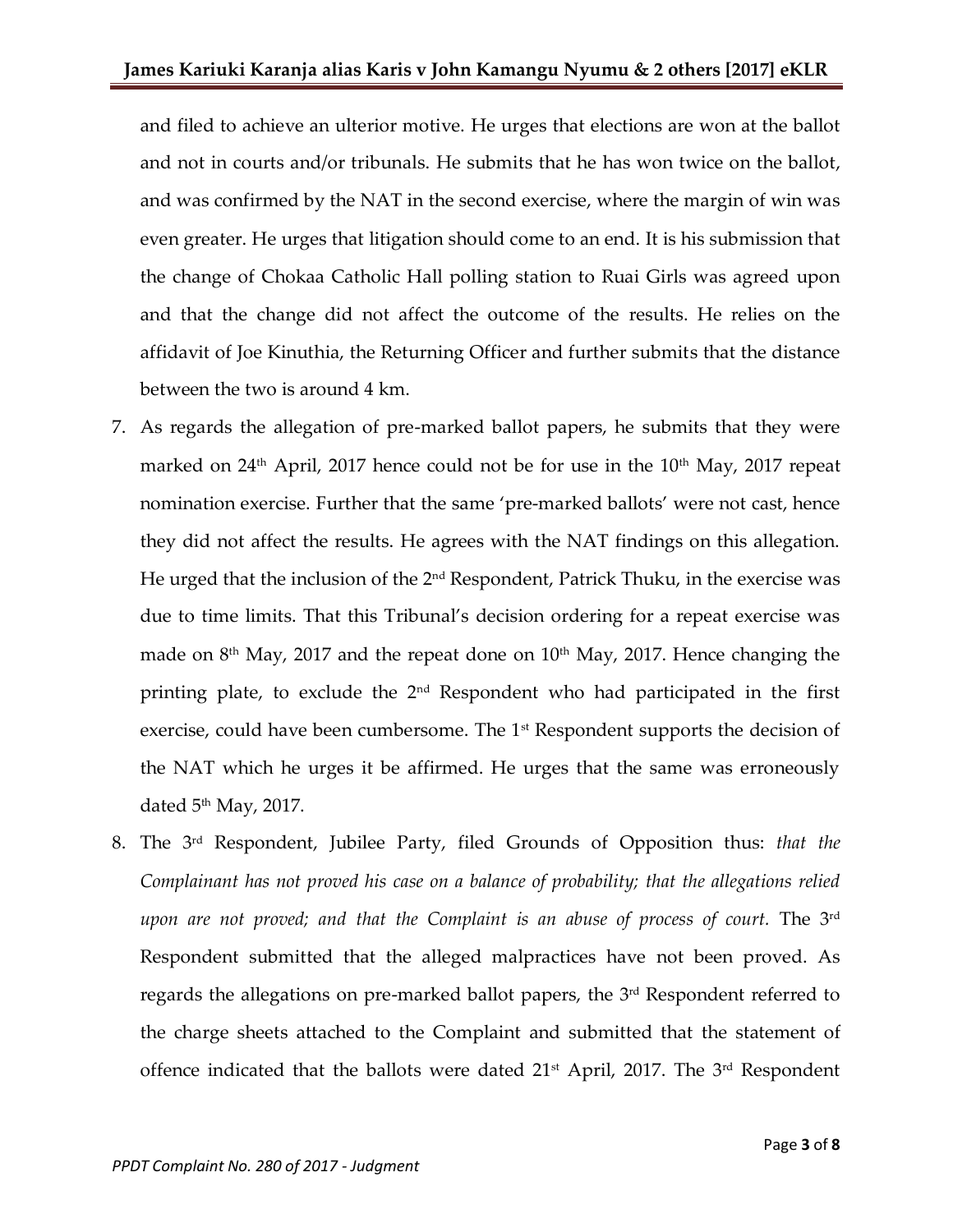and filed to achieve an ulterior motive. He urges that elections are won at the ballot and not in courts and/or tribunals. He submits that he has won twice on the ballot, and was confirmed by the NAT in the second exercise, where the margin of win was even greater. He urges that litigation should come to an end. It is his submission that the change of Chokaa Catholic Hall polling station to Ruai Girls was agreed upon and that the change did not affect the outcome of the results. He relies on the affidavit of Joe Kinuthia, the Returning Officer and further submits that the distance between the two is around 4 km.

7. As regards the allegation of pre-marked ballot papers, he submits that they were marked on 24th April, 2017 hence could not be for use in the 10th May, 2017 repeat nomination exercise. Further that the same 'pre-marked ballots' were not cast, hence they did not affect the results. He agrees with the NAT findings on this allegation. He urged that the inclusion of the 2nd Respondent, Patrick Thuku, in the exercise was due to time limits. That this Tribunal's decision ordering for a repeat exercise was made on 8th May, 2017 and the repeat done on 10th May, 2017. Hence changing the printing plate, to exclude the 2nd Respondent who had participated in the first exercise, could have been cumbersome. The 1st Respondent supports the decision of the NAT which he urges it be affirmed. He urges that the same was erroneously dated 5th May, 2017.

8. The 3rd Respondent, Jubilee Party, filed Grounds of Opposition thus: *that the Complainant has not proved his case on a balance of probability; that the allegations relied upon are not proved; and that the Complaint is an abuse of process of court.* The 3rd Respondent submitted that the alleged malpractices have not been proved. As regards the allegations on pre-marked ballot papers, the 3rd Respondent referred to the charge sheets attached to the Complaint and submitted that the statement of offence indicated that the ballots were dated 21st April, 2017. The 3rd Respondent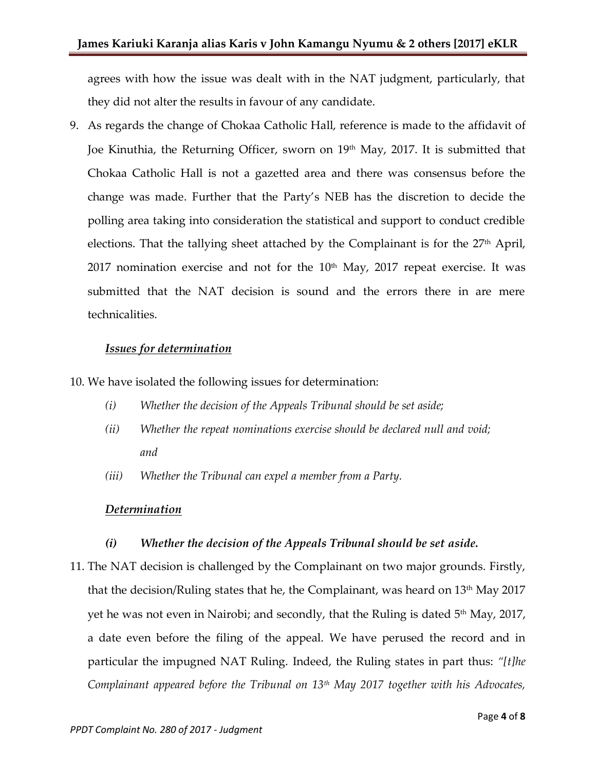agrees with how the issue was dealt with in the NAT judgment, particularly, that they did not alter the results in favour of any candidate.

9. As regards the change of Chokaa Catholic Hall, reference is made to the affidavit of Joe Kinuthia, the Returning Officer, sworn on 19th May, 2017. It is submitted that Chokaa Catholic Hall is not a gazetted area and there was consensus before the change was made. Further that the Party's NEB has the discretion to decide the polling area taking into consideration the statistical and support to conduct credible elections. That the tallying sheet attached by the Complainant is for the 27th April, 2017 nomination exercise and not for the 10th May, 2017 repeat exercise. It was submitted that the NAT decision is sound and the errors there in are mere technicalities.

***Issues for determination***

10. We have isolated the following issues for determination:

    *(i) Whether the decision of the Appeals Tribunal should be set aside;*

    *(ii) Whether the repeat nominations exercise should be declared null and void; and*

    *(iii) Whether the Tribunal can expel a member from a Party.*

***Determination***

***(i) Whether the decision of the Appeals Tribunal should be set aside.***

11. The NAT decision is challenged by the Complainant on two major grounds. Firstly, that the decision/Ruling states that he, the Complainant, was heard on 13th May 2017 yet he was not even in Nairobi; and secondly, that the Ruling is dated 5th May, 2017, a date even before the filing of the appeal. We have perused the record and in particular the impugned NAT Ruling. Indeed, the Ruling states in part thus: *"[t]he Complainant appeared before the Tribunal on 13th May 2017 together with his Advocates,*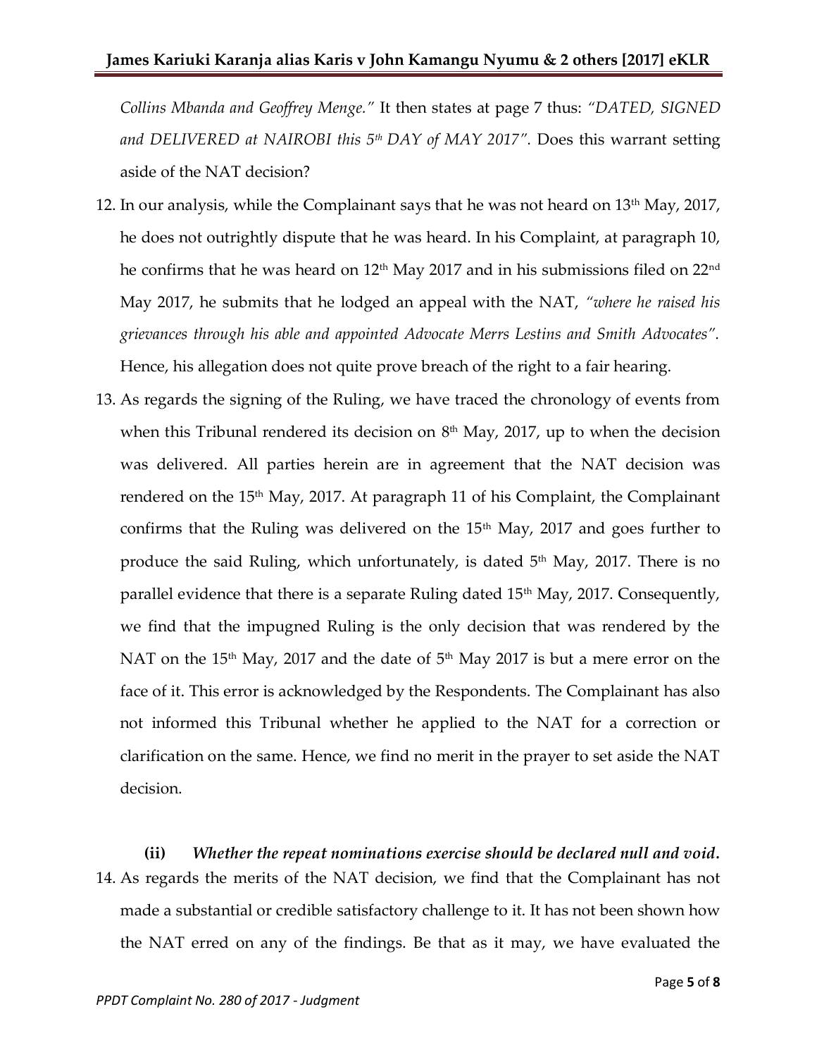*Collins Mbanda and Geoffrey Menge."* It then states at page 7 thus: *"DATED, SIGNED and DELIVERED at NAIROBI this 5th DAY of MAY 2017".* Does this warrant setting aside of the NAT decision?

12. In our analysis, while the Complainant says that he was not heard on 13th May, 2017, he does not outrightly dispute that he was heard. In his Complaint, at paragraph 10, he confirms that he was heard on 12th May 2017 and in his submissions filed on 22nd May 2017, he submits that he lodged an appeal with the NAT, *"where he raised his grievances through his able and appointed Advocate Merrs Lestins and Smith Advocates".* Hence, his allegation does not quite prove breach of the right to a fair hearing.

13. As regards the signing of the Ruling, we have traced the chronology of events from when this Tribunal rendered its decision on 8th May, 2017, up to when the decision was delivered. All parties herein are in agreement that the NAT decision was rendered on the 15th May, 2017. At paragraph 11 of his Complaint, the Complainant confirms that the Ruling was delivered on the 15th May, 2017 and goes further to produce the said Ruling, which unfortunately, is dated 5th May, 2017. There is no parallel evidence that there is a separate Ruling dated 15th May, 2017. Consequently, we find that the impugned Ruling is the only decision that was rendered by the NAT on the 15th May, 2017 and the date of 5th May 2017 is but a mere error on the face of it. This error is acknowledged by the Respondents. The Complainant has also not informed this Tribunal whether he applied to the NAT for a correction or clarification on the same. Hence, we find no merit in the prayer to set aside the NAT decision.

**(ii)** ***Whether the repeat nominations exercise should be declared null and void.***

14. As regards the merits of the NAT decision, we find that the Complainant has not made a substantial or credible satisfactory challenge to it. It has not been shown how the NAT erred on any of the findings. Be that as it may, we have evaluated the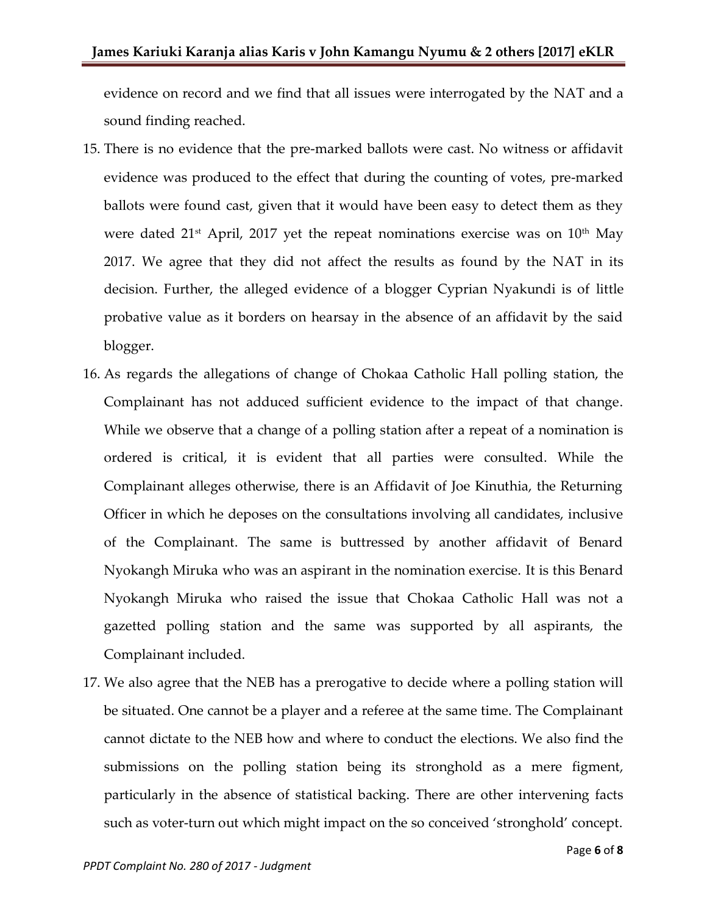evidence on record and we find that all issues were interrogated by the NAT and a sound finding reached.

15. There is no evidence that the pre-marked ballots were cast. No witness or affidavit evidence was produced to the effect that during the counting of votes, pre-marked ballots were found cast, given that it would have been easy to detect them as they were dated 21st April, 2017 yet the repeat nominations exercise was on 10th May 2017. We agree that they did not affect the results as found by the NAT in its decision. Further, the alleged evidence of a blogger Cyprian Nyakundi is of little probative value as it borders on hearsay in the absence of an affidavit by the said blogger.

16. As regards the allegations of change of Chokaa Catholic Hall polling station, the Complainant has not adduced sufficient evidence to the impact of that change. While we observe that a change of a polling station after a repeat of a nomination is ordered is critical, it is evident that all parties were consulted. While the Complainant alleges otherwise, there is an Affidavit of Joe Kinuthia, the Returning Officer in which he deposes on the consultations involving all candidates, inclusive of the Complainant. The same is buttressed by another affidavit of Benard Nyokangh Miruka who was an aspirant in the nomination exercise. It is this Benard Nyokangh Miruka who raised the issue that Chokaa Catholic Hall was not a gazetted polling station and the same was supported by all aspirants, the Complainant included.

17. We also agree that the NEB has a prerogative to decide where a polling station will be situated. One cannot be a player and a referee at the same time. The Complainant cannot dictate to the NEB how and where to conduct the elections. We also find the submissions on the polling station being its stronghold as a mere figment, particularly in the absence of statistical backing. There are other intervening facts such as voter-turn out which might impact on the so conceived 'stronghold' concept.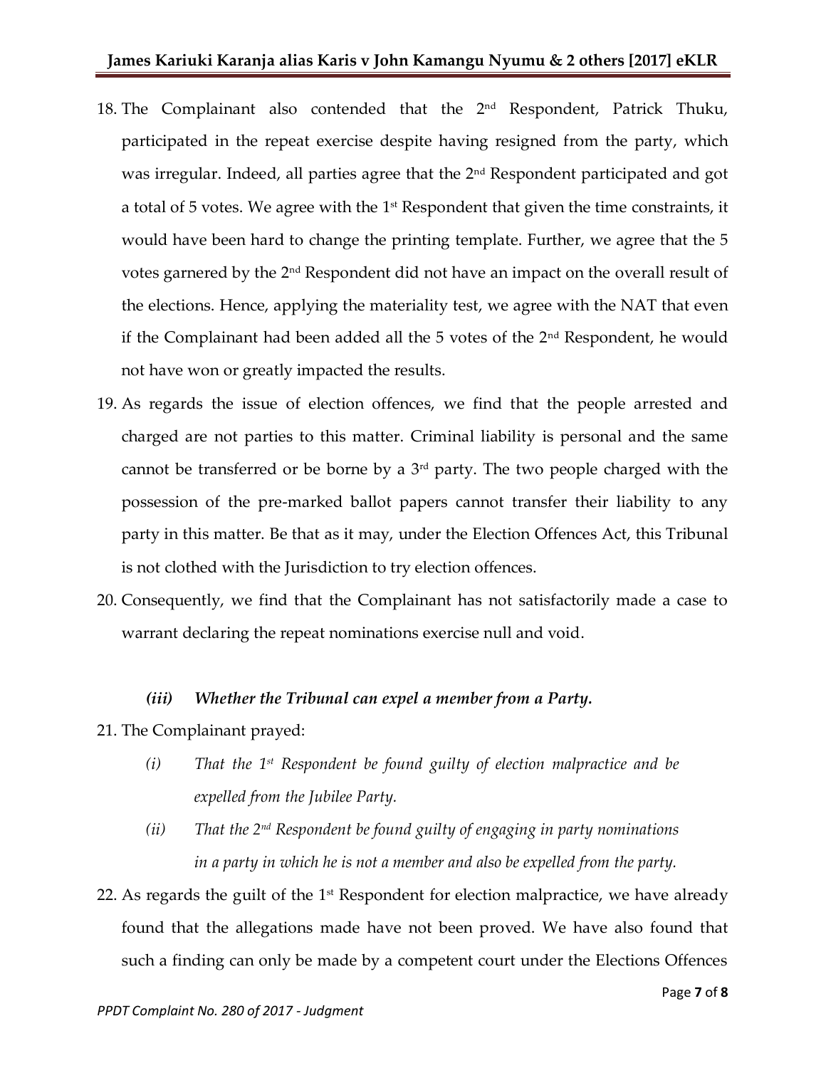18. The Complainant also contended that the 2nd Respondent, Patrick Thuku, participated in the repeat exercise despite having resigned from the party, which was irregular. Indeed, all parties agree that the 2nd Respondent participated and got a total of 5 votes. We agree with the 1st Respondent that given the time constraints, it would have been hard to change the printing template. Further, we agree that the 5 votes garnered by the 2nd Respondent did not have an impact on the overall result of the elections. Hence, applying the materiality test, we agree with the NAT that even if the Complainant had been added all the 5 votes of the 2nd Respondent, he would not have won or greatly impacted the results.
19. As regards the issue of election offences, we find that the people arrested and charged are not parties to this matter. Criminal liability is personal and the same cannot be transferred or be borne by a 3rd party. The two people charged with the possession of the pre-marked ballot papers cannot transfer their liability to any party in this matter. Be that as it may, under the Election Offences Act, this Tribunal is not clothed with the Jurisdiction to try election offences.
20. Consequently, we find that the Complainant has not satisfactorily made a case to warrant declaring the repeat nominations exercise null and void.

### *(iii) Whether the Tribunal can expel a member from a Party.*

21. The Complainant prayed:
    - *(i) That the 1st Respondent be found guilty of election malpractice and be expelled from the Jubilee Party.*
    - *(ii) That the 2nd Respondent be found guilty of engaging in party nominations in a party in which he is not a member and also be expelled from the party.*
22. As regards the guilt of the 1st Respondent for election malpractice, we have already found that the allegations made have not been proved. We have also found that such a finding can only be made by a competent court under the Elections Offences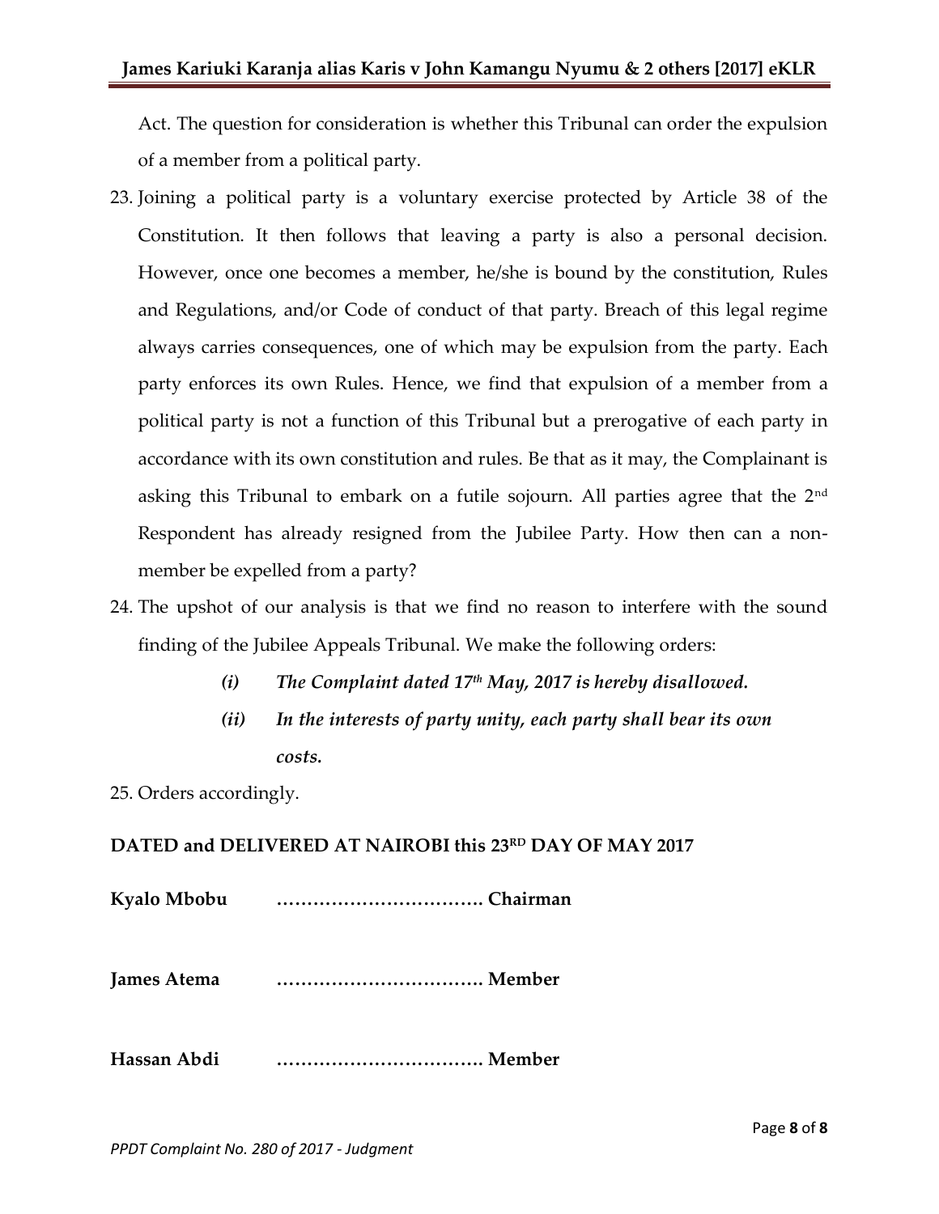Act. The question for consideration is whether this Tribunal can order the expulsion of a member from a political party.

23. Joining a political party is a voluntary exercise protected by Article 38 of the Constitution. It then follows that leaving a party is also a personal decision. However, once one becomes a member, he/she is bound by the constitution, Rules and Regulations, and/or Code of conduct of that party. Breach of this legal regime always carries consequences, one of which may be expulsion from the party. Each party enforces its own Rules. Hence, we find that expulsion of a member from a political party is not a function of this Tribunal but a prerogative of each party in accordance with its own constitution and rules. Be that as it may, the Complainant is asking this Tribunal to embark on a futile sojourn. All parties agree that the 2nd Respondent has already resigned from the Jubilee Party. How then can a non-member be expelled from a party?

24. The upshot of our analysis is that we find no reason to interfere with the sound finding of the Jubilee Appeals Tribunal. We make the following orders:

    *(i) The Complaint dated 17th May, 2017 is hereby disallowed.*

    *(ii) In the interests of party unity, each party shall bear its own costs.*

25. Orders accordingly.

**DATED and DELIVERED AT NAIROBI this 23RD DAY OF MAY 2017**

**Kyalo Mbobu …………………………… Chairman**

**James Atema …………………………… Member**

**Hassan Abdi …………………………… Member**

*PPDT Complaint No. 280 of 2017 - Judgment*